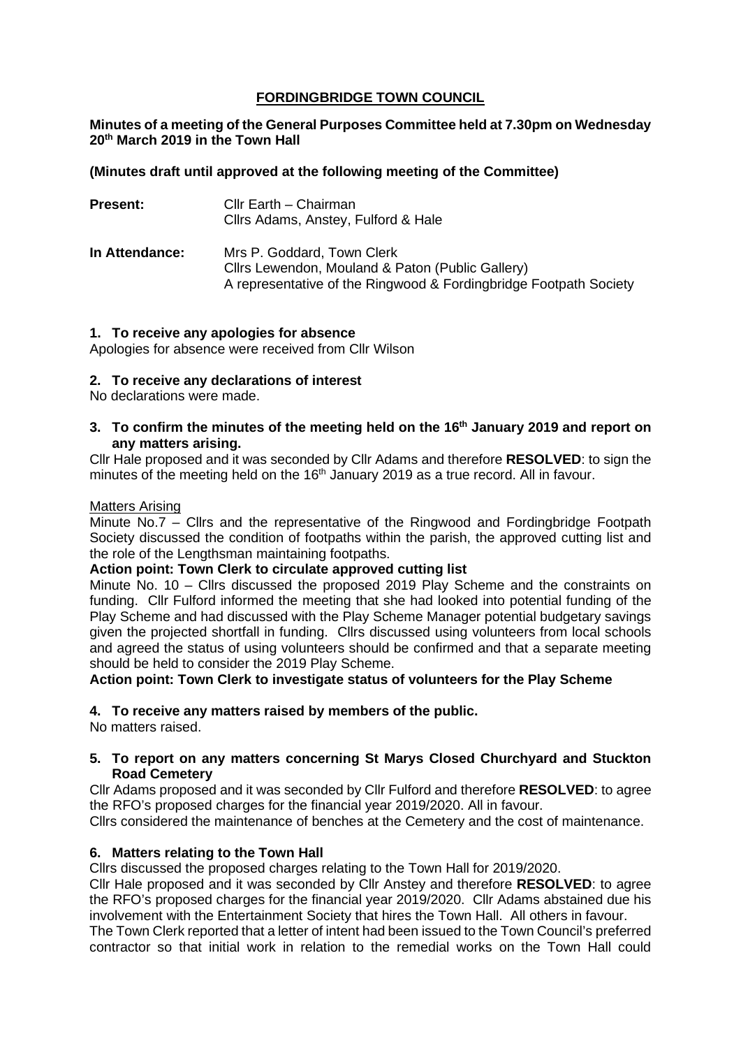# FORDINGBRIDGE TOWN COUNCIL

**Minutes of a meeting of the General Purposes Committee held at 7.30pm on Wednesday 20th March 2019 in the Town Hall**

**(Minutes draft until approved at the following meeting of the Committee)**

| | |
|---|---|
| **Present:** | Cllr Earth – Chairman<br>Cllrs Adams, Anstey, Fulford & Hale |
| **In Attendance:** | Mrs P. Goddard, Town Clerk<br>Cllrs Lewendon, Mouland & Paton (Public Gallery)<br>A representative of the Ringwood & Fordingbridge Footpath Society |

## 1. To receive any apologies for absence

Apologies for absence were received from Cllr Wilson

## 2. To receive any declarations of interest

No declarations were made.

## 3. To confirm the minutes of the meeting held on the 16th January 2019 and report on any matters arising.

Cllr Hale proposed and it was seconded by Cllr Adams and therefore **RESOLVED**: to sign the minutes of the meeting held on the 16th January 2019 as a true record. All in favour.

Matters Arising

Minute No.7 – Cllrs and the representative of the Ringwood and Fordingbridge Footpath Society discussed the condition of footpaths within the parish, the approved cutting list and the role of the Lengthsman maintaining footpaths.

**Action point: Town Clerk to circulate approved cutting list**

Minute No. 10 – Cllrs discussed the proposed 2019 Play Scheme and the constraints on funding. Cllr Fulford informed the meeting that she had looked into potential funding of the Play Scheme and had discussed with the Play Scheme Manager potential budgetary savings given the projected shortfall in funding. Cllrs discussed using volunteers from local schools and agreed the status of using volunteers should be confirmed and that a separate meeting should be held to consider the 2019 Play Scheme.

**Action point: Town Clerk to investigate status of volunteers for the Play Scheme**

## 4. To receive any matters raised by members of the public.

No matters raised.

## 5. To report on any matters concerning St Marys Closed Churchyard and Stuckton Road Cemetery

Cllr Adams proposed and it was seconded by Cllr Fulford and therefore **RESOLVED**: to agree the RFO's proposed charges for the financial year 2019/2020. All in favour.

Cllrs considered the maintenance of benches at the Cemetery and the cost of maintenance.

## 6. Matters relating to the Town Hall

Cllrs discussed the proposed charges relating to the Town Hall for 2019/2020.

Cllr Hale proposed and it was seconded by Cllr Anstey and therefore **RESOLVED**: to agree the RFO's proposed charges for the financial year 2019/2020. Cllr Adams abstained due his involvement with the Entertainment Society that hires the Town Hall. All others in favour.

The Town Clerk reported that a letter of intent had been issued to the Town Council's preferred contractor so that initial work in relation to the remedial works on the Town Hall could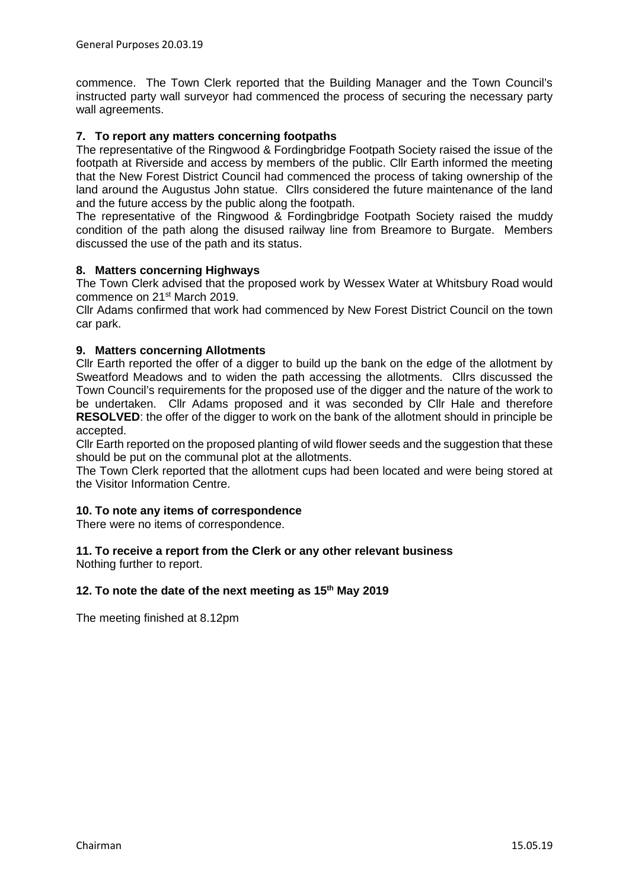commence. The Town Clerk reported that the Building Manager and the Town Council's instructed party wall surveyor had commenced the process of securing the necessary party wall agreements.

**7. To report any matters concerning footpaths**

The representative of the Ringwood & Fordingbridge Footpath Society raised the issue of the footpath at Riverside and access by members of the public. Cllr Earth informed the meeting that the New Forest District Council had commenced the process of taking ownership of the land around the Augustus John statue. Cllrs considered the future maintenance of the land and the future access by the public along the footpath.

The representative of the Ringwood & Fordingbridge Footpath Society raised the muddy condition of the path along the disused railway line from Breamore to Burgate. Members discussed the use of the path and its status.

**8. Matters concerning Highways**

The Town Clerk advised that the proposed work by Wessex Water at Whitsbury Road would commence on 21st March 2019.

Cllr Adams confirmed that work had commenced by New Forest District Council on the town car park.

**9. Matters concerning Allotments**

Cllr Earth reported the offer of a digger to build up the bank on the edge of the allotment by Sweatford Meadows and to widen the path accessing the allotments. Cllrs discussed the Town Council's requirements for the proposed use of the digger and the nature of the work to be undertaken. Cllr Adams proposed and it was seconded by Cllr Hale and therefore **RESOLVED**: the offer of the digger to work on the bank of the allotment should in principle be accepted.

Cllr Earth reported on the proposed planting of wild flower seeds and the suggestion that these should be put on the communal plot at the allotments.

The Town Clerk reported that the allotment cups had been located and were being stored at the Visitor Information Centre.

**10. To note any items of correspondence**

There were no items of correspondence.

**11. To receive a report from the Clerk or any other relevant business**

Nothing further to report.

**12. To note the date of the next meeting as 15th May 2019**

The meeting finished at 8.12pm

Chairman 15.05.19